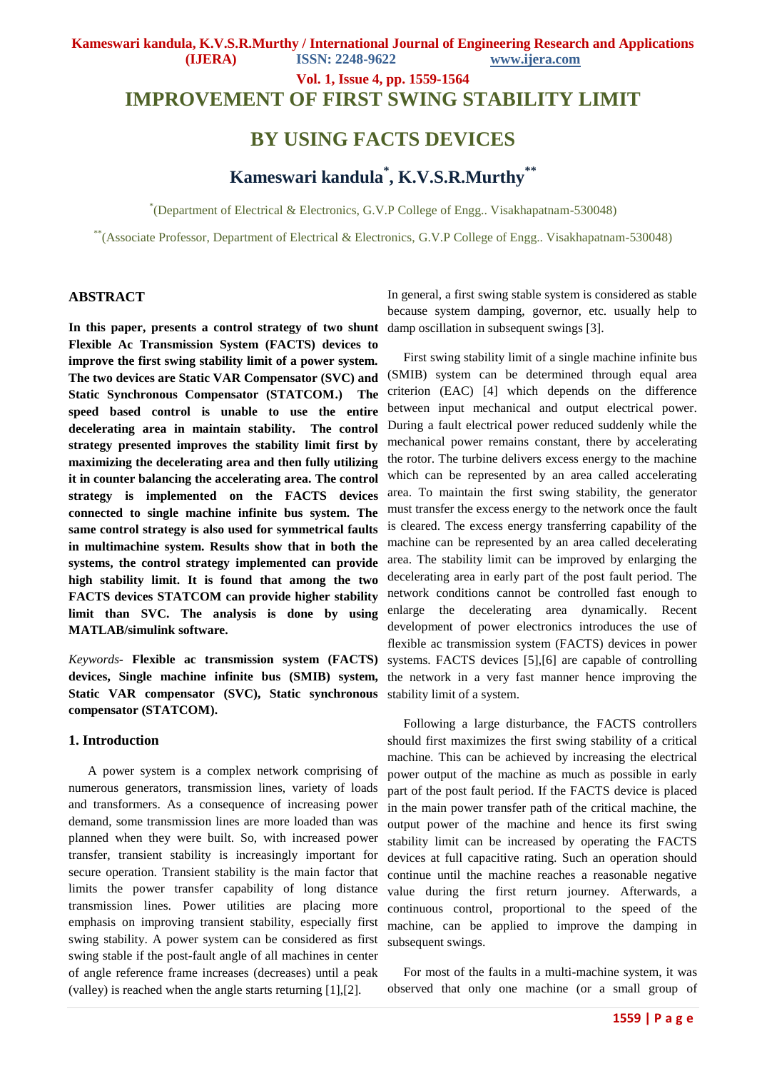# IMPROVEMENT OF FIRST SWING STABILITY LIMIT BY USING FACTS DEVICES

## Kameswari kandula[*], K.V.S.R.Murthy[**]

[*](Department of Electrical & Electronics, G.V.P College of Engg.. Visakhapatnam-530048)

[**](Associate Professor, Department of Electrical & Electronics, G.V.P College of Engg.. Visakhapatnam-530048)

## ABSTRACT

**In this paper, presents a control strategy of two shunt Flexible Ac Transmission System (FACTS) devices to improve the first swing stability limit of a power system. The two devices are Static VAR Compensator (SVC) and Static Synchronous Compensator (STATCOM.) The speed based control is unable to use the entire decelerating area in maintain stability. The control strategy presented improves the stability limit first by maximizing the decelerating area and then fully utilizing it in counter balancing the accelerating area. The control strategy is implemented on the FACTS devices connected to single machine infinite bus system. The same control strategy is also used for symmetrical faults in multimachine system. Results show that in both the systems, the control strategy implemented can provide high stability limit. It is found that among the two FACTS devices STATCOM can provide higher stability limit than SVC. The analysis is done by using MATLAB/simulink software.**

*Keywords-* **Flexible ac transmission system (FACTS) devices, Single machine infinite bus (SMIB) system, Static VAR compensator (SVC), Static synchronous compensator (STATCOM).**

## 1. Introduction

A power system is a complex network comprising of numerous generators, transmission lines, variety of loads and transformers. As a consequence of increasing power demand, some transmission lines are more loaded than was planned when they were built. So, with increased power transfer, transient stability is increasingly important for secure operation. Transient stability is the main factor that limits the power transfer capability of long distance transmission lines. Power utilities are placing more emphasis on improving transient stability, especially first swing stability. A power system can be considered as first swing stable if the post-fault angle of all machines in center of angle reference frame increases (decreases) until a peak (valley) is reached when the angle starts returning [1],[2]. In general, a first swing stable system is considered as stable because system damping, governor, etc. usually help to damp oscillation in subsequent swings [3].

First swing stability limit of a single machine infinite bus (SMIB) system can be determined through equal area criterion (EAC) [4] which depends on the difference between input mechanical and output electrical power. During a fault electrical power reduced suddenly while the mechanical power remains constant, there by accelerating the rotor. The turbine delivers excess energy to the machine which can be represented by an area called accelerating area. To maintain the first swing stability, the generator must transfer the excess energy to the network once the fault is cleared. The excess energy transferring capability of the machine can be represented by an area called decelerating area. The stability limit can be improved by enlarging the decelerating area in early part of the post fault period. The network conditions cannot be controlled fast enough to enlarge the decelerating area dynamically. Recent development of power electronics introduces the use of flexible ac transmission system (FACTS) devices in power systems. FACTS devices [5],[6] are capable of controlling the network in a very fast manner hence improving the stability limit of a system.

Following a large disturbance, the FACTS controllers should first maximizes the first swing stability of a critical machine. This can be achieved by increasing the electrical power output of the machine as much as possible in early part of the post fault period. If the FACTS device is placed in the main power transfer path of the critical machine, the output power of the machine and hence its first swing stability limit can be increased by operating the FACTS devices at full capacitive rating. Such an operation should continue until the machine reaches a reasonable negative value during the first return journey. Afterwards, a continuous control, proportional to the speed of the machine, can be applied to improve the damping in subsequent swings.

For most of the faults in a multi-machine system, it was observed that only one machine (or a small group of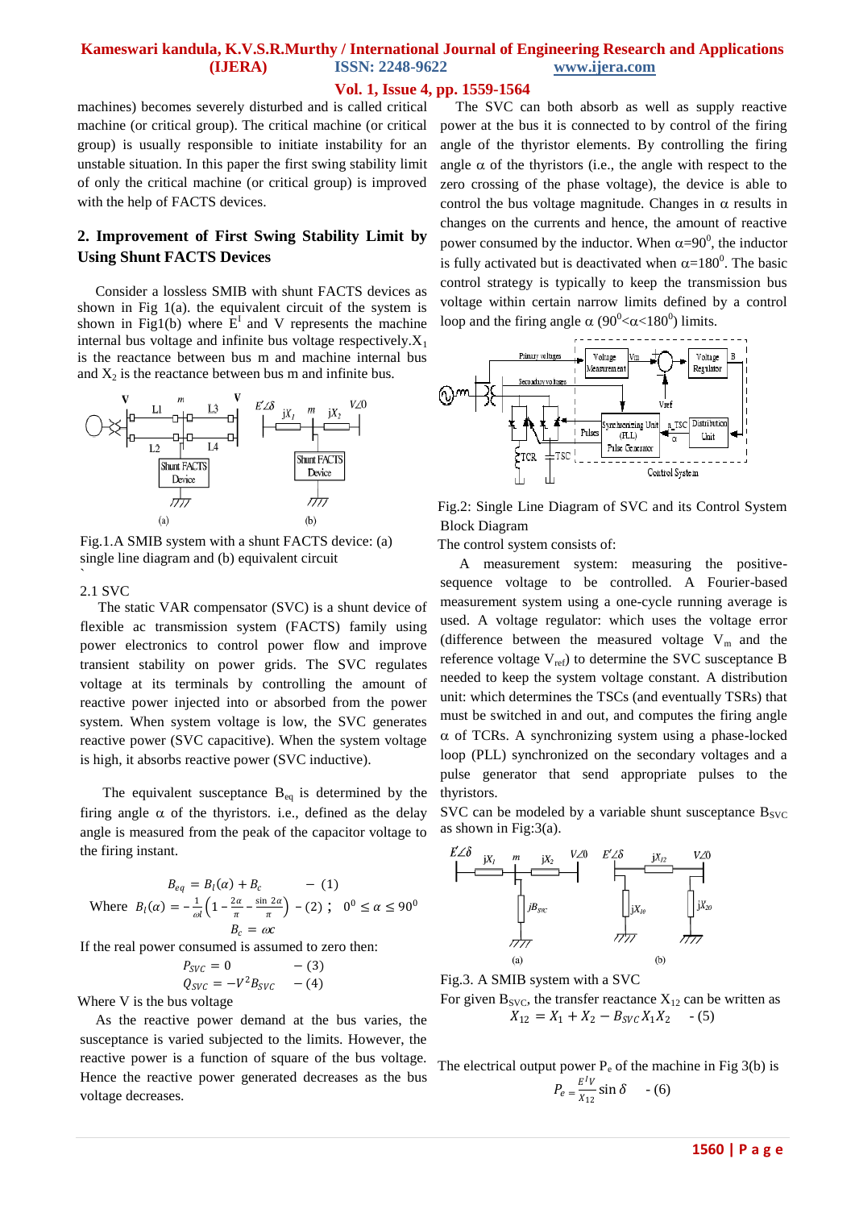machines) becomes severely disturbed and is called critical machine (or critical group). The critical machine (or critical group) is usually responsible to initiate instability for an unstable situation. In this paper the first swing stability limit of only the critical machine (or critical group) is improved with the help of FACTS devices.

## 2. Improvement of First Swing Stability Limit by Using Shunt FACTS Devices

Consider a lossless SMIB with shunt FACTS devices as shown in Fig 1(a). the equivalent circuit of the system is shown in Fig1(b) where $E^{1}$ and V represents the machine internal bus voltage and infinite bus voltage respectively.$X_1$ is the reactance between bus m and machine internal bus and $X_2$ is the reactance between bus m and infinite bus.

Fig.1.A SMIB system with a shunt FACTS device: (a) single line diagram and (b) equivalent circuit

### 2.1 SVC

The static VAR compensator (SVC) is a shunt device of flexible ac transmission system (FACTS) family using power electronics to control power flow and improve transient stability on power grids. The SVC regulates voltage at its terminals by controlling the amount of reactive power injected into or absorbed from the power system. When system voltage is low, the SVC generates reactive power (SVC capacitive). When the system voltage is high, it absorbs reactive power (SVC inductive).

The equivalent susceptance $B_{eq}$ is determined by the firing angle $\alpha$ of the thyristors. i.e., defined as the delay angle is measured from the peak of the capacitor voltage to the firing instant.

$$B_{eq} = B_l(\alpha) + B_c \qquad - (1)$$

Where $B_l(\alpha) = -\frac{1}{\omega l}\left(1 - \frac{2\alpha}{\pi} - \frac{\sin 2\alpha}{\pi}\right) - (2)$ ; $0^0 \leq \alpha \leq 90^0$

$$B_c = \omega c$$

If the real power consumed is assumed to zero then:

$$P_{SVC} = 0 \qquad - (3)$$

$$Q_{SVC} = -V^2 B_{SVC} \qquad - (4)$$

Where V is the bus voltage

As the reactive power demand at the bus varies, the susceptance is varied subjected to the limits. However, the reactive power is a function of square of the bus voltage. Hence the reactive power generated decreases as the bus voltage decreases.

The SVC can both absorb as well as supply reactive power at the bus it is connected to by control of the firing angle of the thyristor elements. By controlling the firing angle $\alpha$ of the thyristors (i.e., the angle with respect to the zero crossing of the phase voltage), the device is able to control the bus voltage magnitude. Changes in $\alpha$ results in changes on the currents and hence, the amount of reactive power consumed by the inductor. When $\alpha=90^0$, the inductor is fully activated but is deactivated when $\alpha=180^0$. The basic control strategy is typically to keep the transmission bus voltage within certain narrow limits defined by a control loop and the firing angle $\alpha$ ($90^0<\alpha<180^0$) limits.

Fig.2: Single Line Diagram of SVC and its Control System Block Diagram

The control system consists of:

A measurement system: measuring the positive-sequence voltage to be controlled. A Fourier-based measurement system using a one-cycle running average is used. A voltage regulator: which uses the voltage error (difference between the measured voltage $V_m$ and the reference voltage $V_{ref}$) to determine the SVC susceptance B needed to keep the system voltage constant. A distribution unit: which determines the TSCs (and eventually TSRs) that must be switched in and out, and computes the firing angle $\alpha$ of TCRs. A synchronizing system using a phase-locked loop (PLL) synchronized on the secondary voltages and a pulse generator that send appropriate pulses to the thyristors.

SVC can be modeled by a variable shunt susceptance $B_{SVC}$ as shown in Fig:3(a).

Fig.3. A SMIB system with a SVC

For given $B_{SVC}$, the transfer reactance $X_{12}$ can be written as

$$X_{12} = X_1 + X_2 - B_{SVC} X_1 X_2 \qquad - (5)$$

The electrical output power $P_e$ of the machine in Fig 3(b) is

$$P_e = \frac{E^{I}V}{X_{12}} \sin\delta \qquad - (6)$$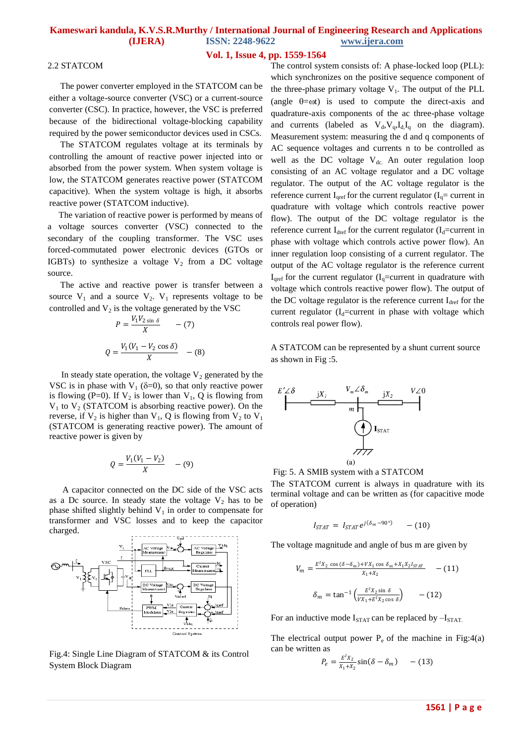## 2.2 STATCOM

The power converter employed in the STATCOM can be either a voltage-source converter (VSC) or a current-source converter (CSC). In practice, however, the VSC is preferred because of the bidirectional voltage-blocking capability required by the power semiconductor devices used in CSCs.

The STATCOM regulates voltage at its terminals by controlling the amount of reactive power injected into or absorbed from the power system. When system voltage is low, the STATCOM generates reactive power (STATCOM capacitive). When the system voltage is high, it absorbs reactive power (STATCOM inductive).

The variation of reactive power is performed by means of a voltage sources converter (VSC) connected to the secondary of the coupling transformer. The VSC uses forced-commutated power electronic devices (GTOs or IGBTs) to synthesize a voltage $V_2$ from a DC voltage source.

The active and reactive power is transfer between a source $V_1$ and a source $V_2$. $V_1$ represents voltage to be controlled and $V_2$ is the voltage generated by the VSC

$$P = \frac{V_1 V_2 \sin\delta}{X} \quad -(7)$$

$$Q = \frac{V_1 (V_1 - V_2 \cos\delta)}{X} \quad -(8)$$

In steady state operation, the voltage $V_2$ generated by the VSC is in phase with $V_1$ ($\delta$=0), so that only reactive power is flowing (P=0). If $V_2$ is lower than $V_1$, Q is flowing from $V_1$ to $V_2$ (STATCOM is absorbing reactive power). On the reverse, if $V_2$ is higher than $V_1$, Q is flowing from $V_2$ to $V_1$ (STATCOM is generating reactive power). The amount of reactive power is given by

$$Q = \frac{V_1 (V_1 - V_2)}{X} \quad -(9)$$

A capacitor connected on the DC side of the VSC acts as a Dc source. In steady state the voltage $V_2$ has to be phase shifted slightly behind $V_1$ in order to compensate for transformer and VSC losses and to keep the capacitor charged.

Fig.4: Single Line Diagram of STATCOM & its Control System Block Diagram

The control system consists of: A phase-locked loop (PLL): which synchronizes on the positive sequence component of the three-phase primary voltage $V_1$. The output of the PLL (angle $\theta=\omega t$) is used to compute the direct-axis and quadrature-axis components of the ac three-phase voltage and currents (labeled as $V_d, V_q, I_d, I_q$ on the diagram). Measurement system: measuring the d and q components of AC sequence voltages and currents n to be controlled as well as the DC voltage $V_{dc}$. An outer regulation loop consisting of an AC voltage regulator and a DC voltage regulator. The output of the AC voltage regulator is the reference current $I_{qref}$ for the current regulator ($I_q$= current in quadrature with voltage which controls reactive power flow). The output of the DC voltage regulator is the reference current $I_{dref}$ for the current regulator ($I_d$=current in phase with voltage which controls active power flow). An inner regulation loop consisting of a current regulator. The output of the AC voltage regulator is the reference current $I_{qref}$ for the current regulator ($I_q$=current in quadrature with voltage which controls reactive power flow). The output of the DC voltage regulator is the reference current $I_{dref}$ for the current regulator ($I_d$=current in phase with voltage which controls real power flow).

A STATCOM can be represented by a shunt current source as shown in Fig :5.

Fig: 5. A SMIB system with a STATCOM

The STATCOM current is always in quadrature with its terminal voltage and can be written as (for capacitive mode of operation)

$$I_{STAT} = I_{STAT}\, e^{j(\delta_m - 90^\circ)} \quad -(10)$$

The voltage magnitude and angle of bus m are given by

$$V_m = \frac{E^I X_2 \cos(\delta - \delta_m) + V X_1 \cos\delta_m + X_1 X_2 I_{STAT}}{X_1 + X_2} \quad -(11)$$

$$\delta_m = \tan^{-1}\left(\frac{E^I X_2 \sin\delta}{V X_1 + E^I X_2 \cos\delta}\right) \quad -(12)$$

For an inductive mode $I_{STAT}$ can be replaced by $-I_{STAT}$.

The electrical output power $P_e$ of the machine in Fig:4(a) can be written as

$$P_e = \frac{E^I X_2}{X_1 + X_2} \sin(\delta - \delta_m) \quad -(13)$$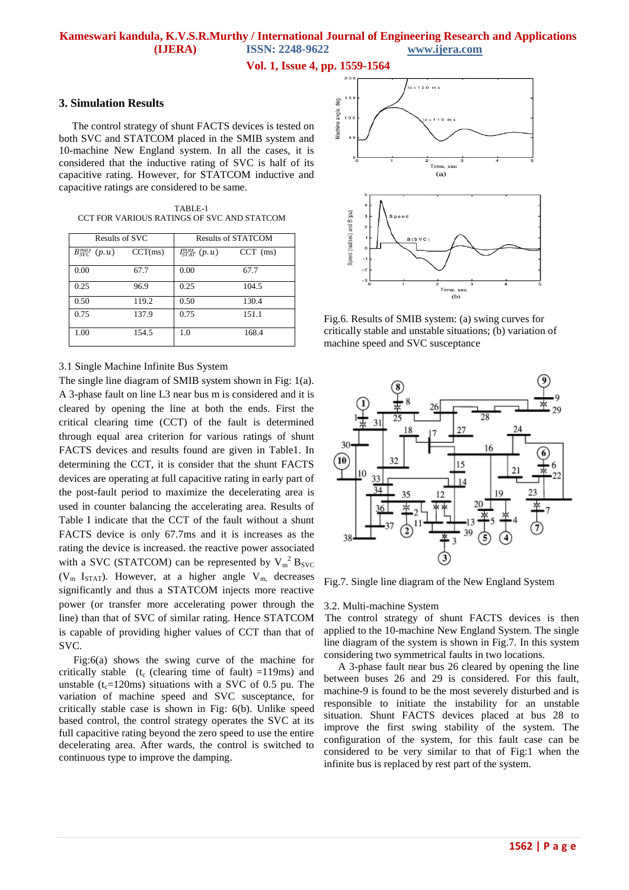## 3. Simulation Results

The control strategy of shunt FACTS devices is tested on both SVC and STATCOM placed in the SMIB system and 10-machine New England system. In all the cases, it is considered that the inductive rating of SVC is half of its capacitive rating. However, for STATCOM inductive and capacitive ratings are considered to be same.

TABLE-1
CCT FOR VARIOUS RATINGS OF SVC AND STATCOM

| Results of SVC | | Results of STATCOM | |
|---|---|---|---|
| $B_{SVC}^{max}$ $(p.u)$ | CCT(ms) | $I_{STAT}^{max}$ $(p.u)$ | CCT (ms) |
| 0.00 | 67.7 | 0.00 | 67.7 |
| 0.25 | 96.9 | 0.25 | 104.5 |
| 0.50 | 119.2 | 0.50 | 130.4 |
| 0.75 | 137.9 | 0.75 | 151.1 |
| 1.00 | 154.5 | 1.0 | 168.4 |

3.1 Single Machine Infinite Bus System

The single line diagram of SMIB system shown in Fig: 1(a). A 3-phase fault on line L3 near bus m is considered and it is cleared by opening the line at both the ends. First the critical clearing time (CCT) of the fault is determined through equal area criterion for various ratings of shunt FACTS devices and results found are given in Table1. In determining the CCT, it is consider that the shunt FACTS devices are operating at full capacitive rating in early part of the post-fault period to maximize the decelerating area is used in counter balancing the accelerating area. Results of Table I indicate that the CCT of the fault without a shunt FACTS device is only 67.7ms and it is increases as the rating the device is increased. the reactive power associated with a SVC (STATCOM) can be represented by $V_m^2$ $B_{SVC}$ ($V_m$ $I_{STAT}$). However, at a higher angle $V_m$ decreases significantly and thus a STATCOM injects more reactive power (or transfer more accelerating power through the line) than that of SVC of similar rating. Hence STATCOM is capable of providing higher values of CCT than that of SVC.

Fig:6(a) shows the swing curve of the machine for critically stable ($t_c$ (clearing time of fault) =119ms) and unstable ($t_c$=120ms) situations with a SVC of 0.5 pu. The variation of machine speed and SVC susceptance, for critically stable case is shown in Fig: 6(b). Unlike speed based control, the control strategy operates the SVC at its full capacitive rating beyond the zero speed to use the entire decelerating area. After wards, the control is switched to continuous type to improve the damping.

Fig.6. Results of SMIB system: (a) swing curves for critically stable and unstable situations; (b) variation of machine speed and SVC susceptance

Fig.7. Single line diagram of the New England System

3.2. Multi-machine System

The control strategy of shunt FACTS devices is then applied to the 10-machine New England System. The single line diagram of the system is shown in Fig.7. In this system considering two symmetrical faults in two locations.

A 3-phase fault near bus 26 cleared by opening the line between buses 26 and 29 is considered. For this fault, machine-9 is found to be the most severely disturbed and is responsible to initiate the instability for an unstable situation. Shunt FACTS devices placed at bus 28 to improve the first swing stability of the system. The configuration of the system, for this fault case can be considered to be very similar to that of Fig:1 when the infinite bus is replaced by rest part of the system.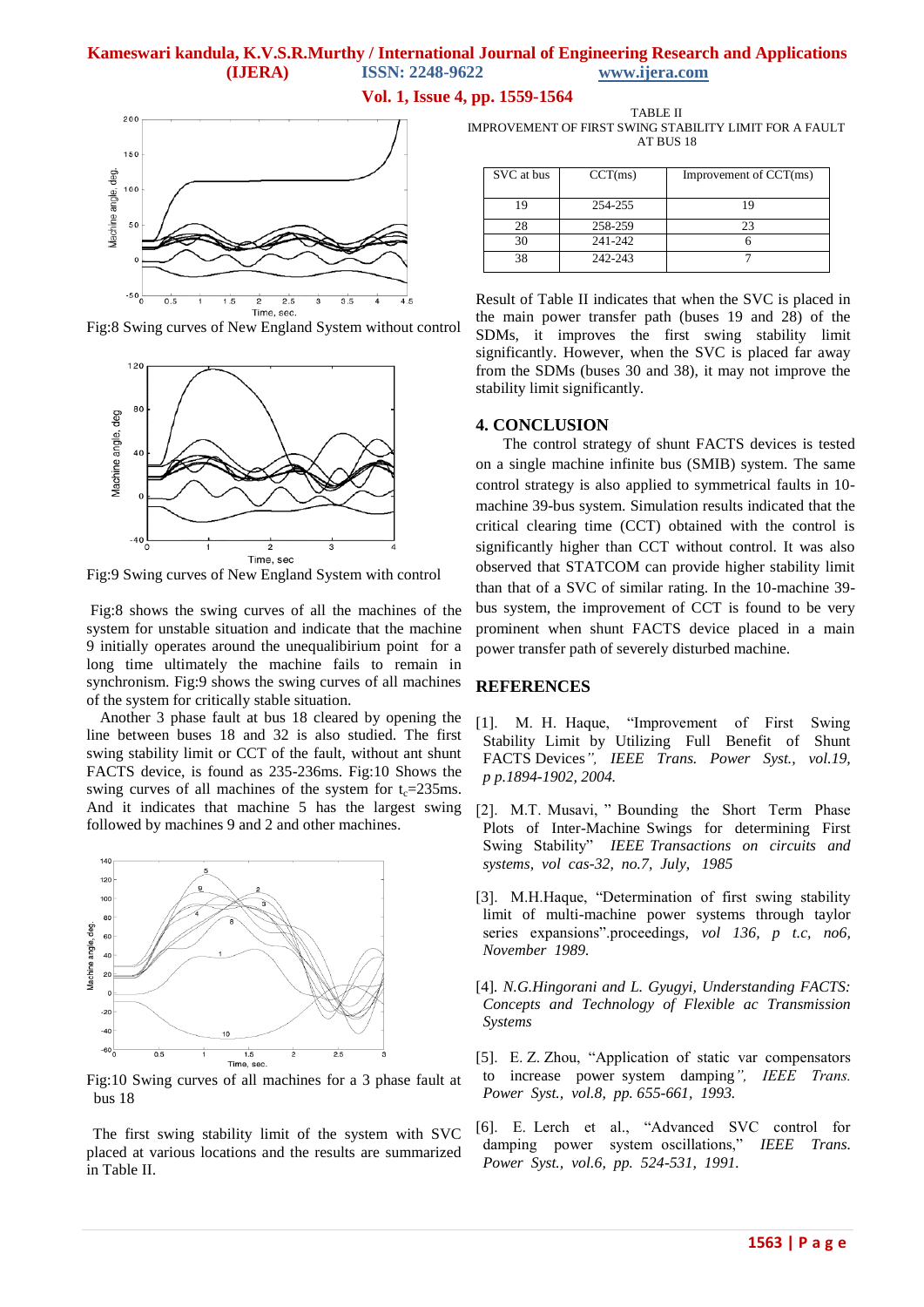Fig:8 Swing curves of New England System without control

Fig:9 Swing curves of New England System with control

Fig:8 shows the swing curves of all the machines of the system for unstable situation and indicate that the machine 9 initially operates around the unequalibirium point for a long time ultimately the machine fails to remain in synchronism. Fig:9 shows the swing curves of all machines of the system for critically stable situation.

Another 3 phase fault at bus 18 cleared by opening the line between buses 18 and 32 is also studied. The first swing stability limit or CCT of the fault, without ant shunt FACTS device, is found as 235-236ms. Fig:10 Shows the swing curves of all machines of the system for $t_c$=235ms. And it indicates that machine 5 has the largest swing followed by machines 9 and 2 and other machines.

Fig:10 Swing curves of all machines for a 3 phase fault at bus 18

The first swing stability limit of the system with SVC placed at various locations and the results are summarized in Table II.

TABLE II
IMPROVEMENT OF FIRST SWING STABILITY LIMIT FOR A FAULT AT BUS 18

| SVC at bus | CCT(ms) | Improvement of CCT(ms) |
|---|---|---|
| 19 | 254-255 | 19 |
| 28 | 258-259 | 23 |
| 30 | 241-242 | 6 |
| 38 | 242-243 | 7 |

Result of Table II indicates that when the SVC is placed in the main power transfer path (buses 19 and 28) of the SDMs, it improves the first swing stability limit significantly. However, when the SVC is placed far away from the SDMs (buses 30 and 38), it may not improve the stability limit significantly.

## 4. CONCLUSION

The control strategy of shunt FACTS devices is tested on a single machine infinite bus (SMIB) system. The same control strategy is also applied to symmetrical faults in 10-machine 39-bus system. Simulation results indicated that the critical clearing time (CCT) obtained with the control is significantly higher than CCT without control. It was also observed that STATCOM can provide higher stability limit than that of a SVC of similar rating. In the 10-machine 39-bus system, the improvement of CCT is found to be very prominent when shunt FACTS device placed in a main power transfer path of severely disturbed machine.

## REFERENCES

[1]. M. H. Haque, "Improvement of First Swing Stability Limit by Utilizing Full Benefit of Shunt FACTS Devices*", IEEE Trans. Power Syst., vol.19, p p.1894-1902, 2004.*

[2]. M.T. Musavi, " Bounding the Short Term Phase Plots of Inter-Machine Swings for determining First Swing Stability" *IEEE Transactions on circuits and systems, vol cas-32, no.7, July, 1985*

[3]. M.H.Haque, "Determination of first swing stability limit of multi-machine power systems through taylor series expansions".proceedings*, vol 136, p t.c, no6, November 1989.*

[4]. *N.G.Hingorani and L. Gyugyi, Understanding FACTS: Concepts and Technology of Flexible ac Transmission Systems*

[5]. E. Z. Zhou, "Application of static var compensators to increase power system damping*", IEEE Trans. Power Syst., vol.8, pp. 655-661, 1993.*

[6]. E. Lerch et al., "Advanced SVC control for damping power system oscillations," *IEEE Trans. Power Syst., vol.6, pp. 524-531, 1991.*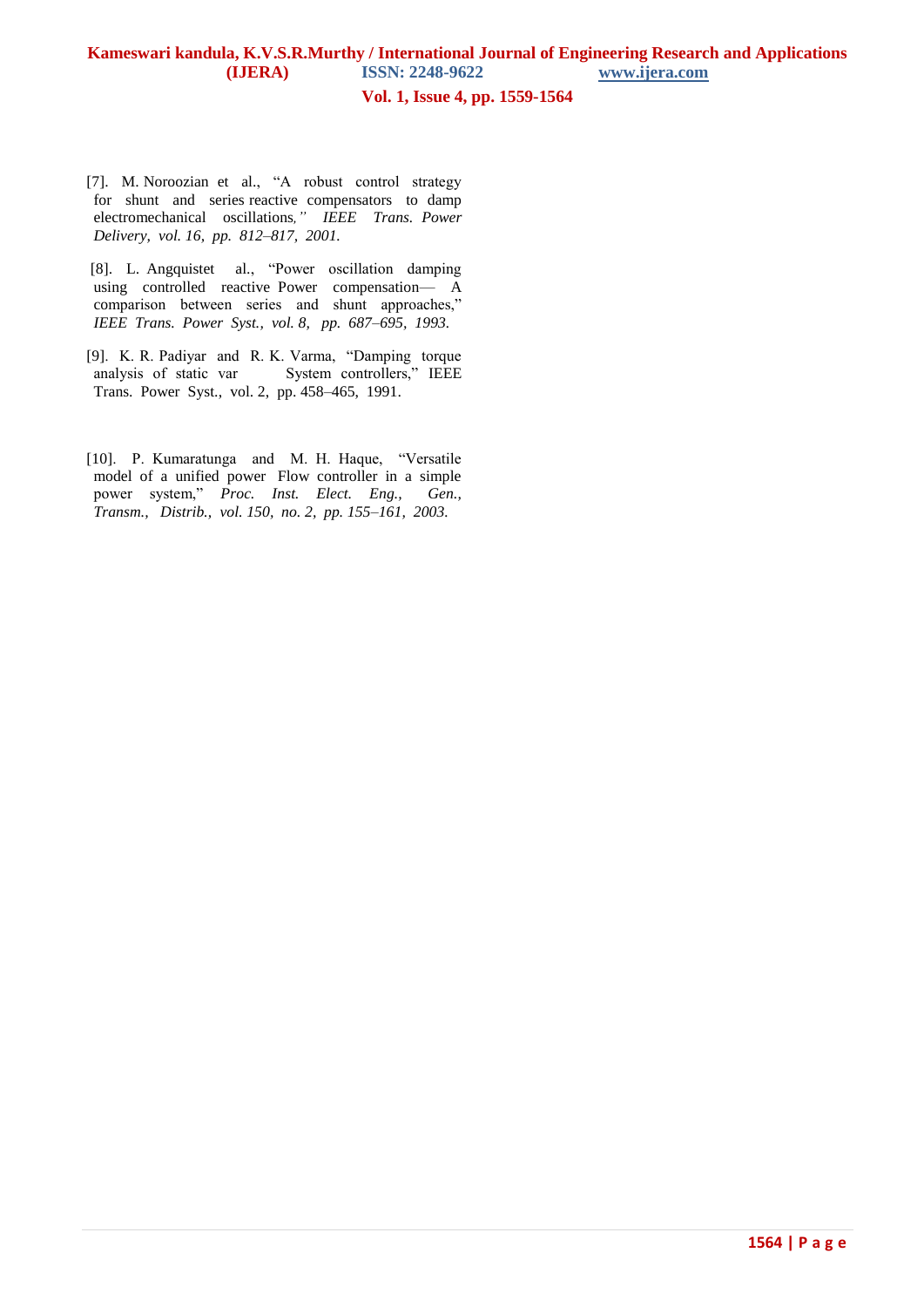[7]. M. Noroozian et al., "A robust control strategy for shunt and series reactive compensators to damp electromechanical oscillations," *IEEE Trans. Power Delivery, vol. 16, pp. 812–817, 2001.*

[8]. L. Angquistet al., "Power oscillation damping using controlled reactive Power compensation— A comparison between series and shunt approaches," *IEEE Trans. Power Syst., vol. 8, pp. 687–695, 1993.*

[9]. K. R. Padiyar and R. K. Varma, "Damping torque analysis of static var System controllers," IEEE Trans. Power Syst., vol. 2, pp. 458–465, 1991.

[10]. P. Kumaratunga and M. H. Haque, "Versatile model of a unified power Flow controller in a simple power system," *Proc. Inst. Elect. Eng., Gen., Transm., Distrib., vol. 150, no. 2, pp. 155–161, 2003.*